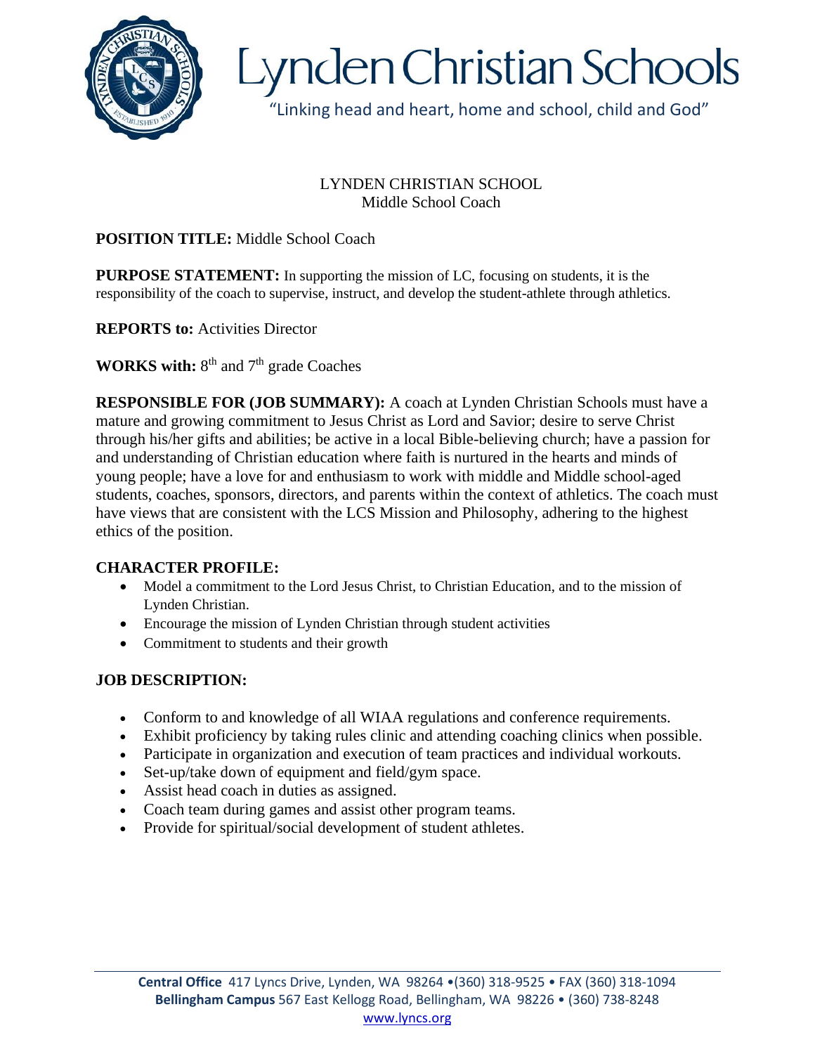# Lynden Christian Schools

"Linking head and heart, home and school, child and God"

LYNDEN CHRISTIAN SCHOOL
Middle School Coach

**POSITION TITLE:** Middle School Coach

**PURPOSE STATEMENT:** In supporting the mission of LC, focusing on students, it is the responsibility of the coach to supervise, instruct, and develop the student-athlete through athletics.

**REPORTS to:** Activities Director

**WORKS with:** 8th and 7th grade Coaches

**RESPONSIBLE FOR (JOB SUMMARY):** A coach at Lynden Christian Schools must have a mature and growing commitment to Jesus Christ as Lord and Savior; desire to serve Christ through his/her gifts and abilities; be active in a local Bible-believing church; have a passion for and understanding of Christian education where faith is nurtured in the hearts and minds of young people; have a love for and enthusiasm to work with middle and Middle school-aged students, coaches, sponsors, directors, and parents within the context of athletics. The coach must have views that are consistent with the LCS Mission and Philosophy, adhering to the highest ethics of the position.

## CHARACTER PROFILE:

- Model a commitment to the Lord Jesus Christ, to Christian Education, and to the mission of Lynden Christian.
- Encourage the mission of Lynden Christian through student activities
- Commitment to students and their growth

## JOB DESCRIPTION:

- Conform to and knowledge of all WIAA regulations and conference requirements.
- Exhibit proficiency by taking rules clinic and attending coaching clinics when possible.
- Participate in organization and execution of team practices and individual workouts.
- Set-up/take down of equipment and field/gym space.
- Assist head coach in duties as assigned.
- Coach team during games and assist other program teams.
- Provide for spiritual/social development of student athletes.

**Central Office** 417 Lyncs Drive, Lynden, WA 98264 •(360) 318-9525 • FAX (360) 318-1094
**Bellingham Campus** 567 East Kellogg Road, Bellingham, WA 98226 • (360) 738-8248
www.lyncs.org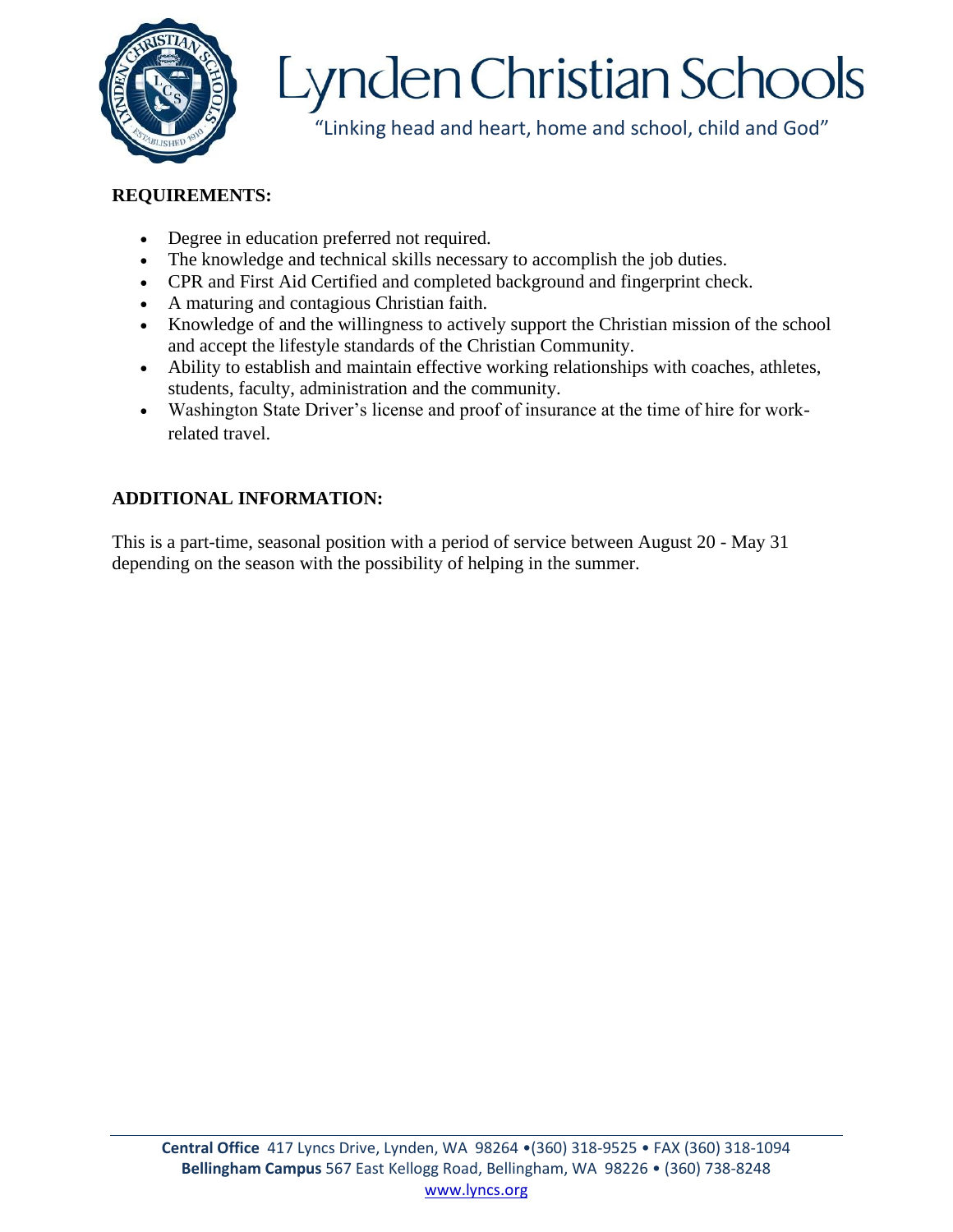## REQUIREMENTS:

- Degree in education preferred not required.
- The knowledge and technical skills necessary to accomplish the job duties.
- CPR and First Aid Certified and completed background and fingerprint check.
- A maturing and contagious Christian faith.
- Knowledge of and the willingness to actively support the Christian mission of the school and accept the lifestyle standards of the Christian Community.
- Ability to establish and maintain effective working relationships with coaches, athletes, students, faculty, administration and the community.
- Washington State Driver's license and proof of insurance at the time of hire for work-related travel.

## ADDITIONAL INFORMATION:

This is a part-time, seasonal position with a period of service between August 20 - May 31 depending on the season with the possibility of helping in the summer.